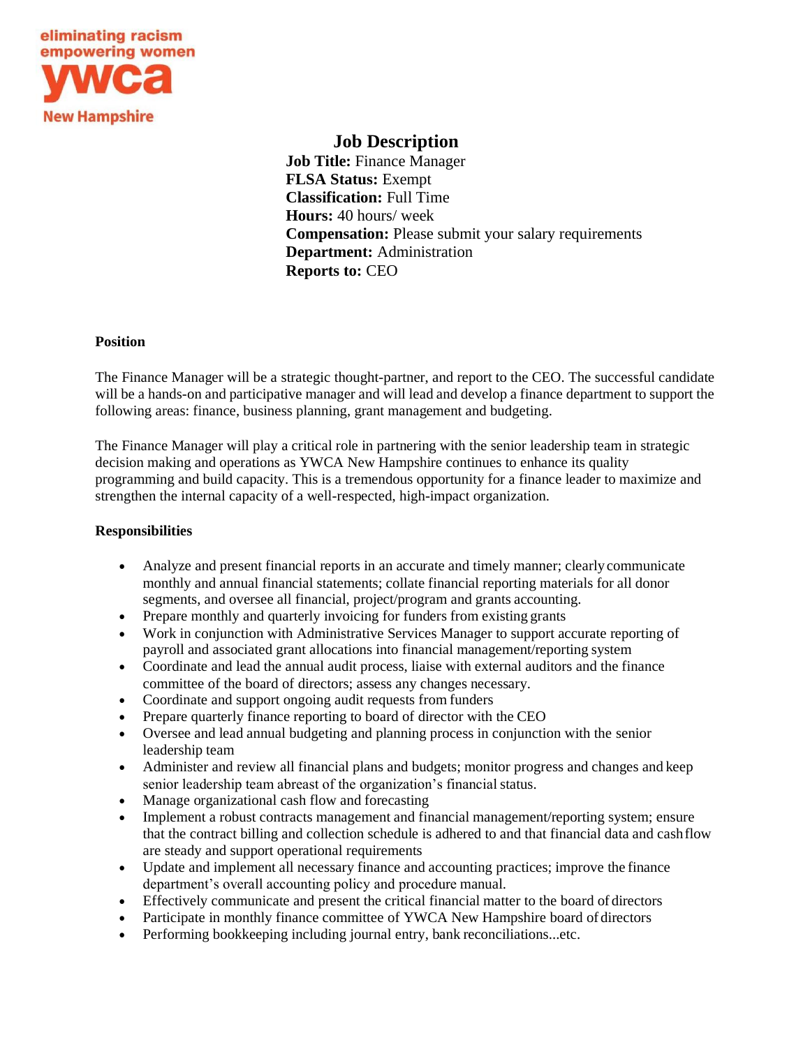eliminating racism
empowering women
ywca
New Hampshire

# Job Description

**Job Title:** Finance Manager
**FLSA Status:** Exempt
**Classification:** Full Time
**Hours:** 40 hours/ week
**Compensation:** Please submit your salary requirements
**Department:** Administration
**Reports to:** CEO

## Position

The Finance Manager will be a strategic thought-partner, and report to the CEO. The successful candidate will be a hands-on and participative manager and will lead and develop a finance department to support the following areas: finance, business planning, grant management and budgeting.

The Finance Manager will play a critical role in partnering with the senior leadership team in strategic decision making and operations as YWCA New Hampshire continues to enhance its quality programming and build capacity. This is a tremendous opportunity for a finance leader to maximize and strengthen the internal capacity of a well-respected, high-impact organization.

## Responsibilities

- Analyze and present financial reports in an accurate and timely manner; clearly communicate monthly and annual financial statements; collate financial reporting materials for all donor segments, and oversee all financial, project/program and grants accounting.
- Prepare monthly and quarterly invoicing for funders from existing grants
- Work in conjunction with Administrative Services Manager to support accurate reporting of payroll and associated grant allocations into financial management/reporting system
- Coordinate and lead the annual audit process, liaise with external auditors and the finance committee of the board of directors; assess any changes necessary.
- Coordinate and support ongoing audit requests from funders
- Prepare quarterly finance reporting to board of director with the CEO
- Oversee and lead annual budgeting and planning process in conjunction with the senior leadership team
- Administer and review all financial plans and budgets; monitor progress and changes and keep senior leadership team abreast of the organization's financial status.
- Manage organizational cash flow and forecasting
- Implement a robust contracts management and financial management/reporting system; ensure that the contract billing and collection schedule is adhered to and that financial data and cash flow are steady and support operational requirements
- Update and implement all necessary finance and accounting practices; improve the finance department's overall accounting policy and procedure manual.
- Effectively communicate and present the critical financial matter to the board of directors
- Participate in monthly finance committee of YWCA New Hampshire board of directors
- Performing bookkeeping including journal entry, bank reconciliations...etc.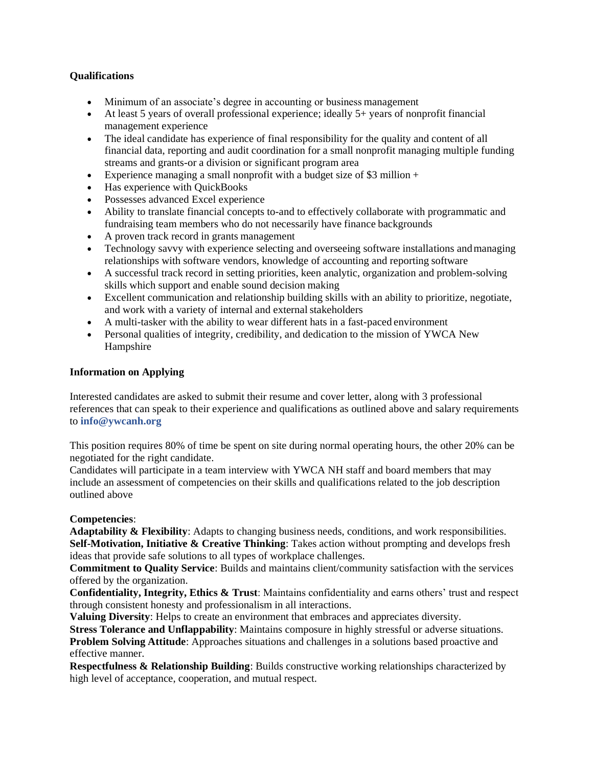**Qualifications**

- Minimum of an associate's degree in accounting or business management
- At least 5 years of overall professional experience; ideally 5+ years of nonprofit financial management experience
- The ideal candidate has experience of final responsibility for the quality and content of all financial data, reporting and audit coordination for a small nonprofit managing multiple funding streams and grants-or a division or significant program area
- Experience managing a small nonprofit with a budget size of $3 million +
- Has experience with QuickBooks
- Possesses advanced Excel experience
- Ability to translate financial concepts to-and to effectively collaborate with programmatic and fundraising team members who do not necessarily have finance backgrounds
- A proven track record in grants management
- Technology savvy with experience selecting and overseeing software installations and managing relationships with software vendors, knowledge of accounting and reporting software
- A successful track record in setting priorities, keen analytic, organization and problem-solving skills which support and enable sound decision making
- Excellent communication and relationship building skills with an ability to prioritize, negotiate, and work with a variety of internal and external stakeholders
- A multi-tasker with the ability to wear different hats in a fast-paced environment
- Personal qualities of integrity, credibility, and dedication to the mission of YWCA New Hampshire

**Information on Applying**

Interested candidates are asked to submit their resume and cover letter, along with 3 professional references that can speak to their experience and qualifications as outlined above and salary requirements to **info@ywcanh.org**

This position requires 80% of time be spent on site during normal operating hours, the other 20% can be negotiated for the right candidate.
Candidates will participate in a team interview with YWCA NH staff and board members that may include an assessment of competencies on their skills and qualifications related to the job description outlined above

**Competencies**:
**Adaptability & Flexibility**: Adapts to changing business needs, conditions, and work responsibilities.
**Self-Motivation, Initiative & Creative Thinking**: Takes action without prompting and develops fresh ideas that provide safe solutions to all types of workplace challenges.
**Commitment to Quality Service**: Builds and maintains client/community satisfaction with the services offered by the organization.
**Confidentiality, Integrity, Ethics & Trust**: Maintains confidentiality and earns others' trust and respect through consistent honesty and professionalism in all interactions.
**Valuing Diversity**: Helps to create an environment that embraces and appreciates diversity.
**Stress Tolerance and Unflappability**: Maintains composure in highly stressful or adverse situations.
**Problem Solving Attitude**: Approaches situations and challenges in a solutions based proactive and effective manner.
**Respectfulness & Relationship Building**: Builds constructive working relationships characterized by high level of acceptance, cooperation, and mutual respect.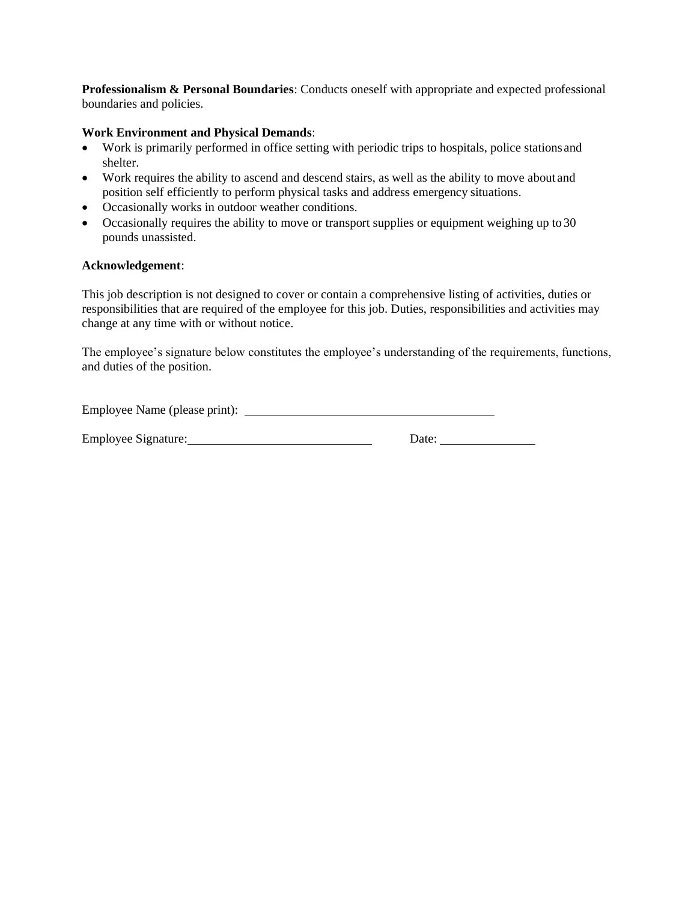**Professionalism & Personal Boundaries**: Conducts oneself with appropriate and expected professional boundaries and policies.

**Work Environment and Physical Demands**:

- Work is primarily performed in office setting with periodic trips to hospitals, police stations and shelter.
- Work requires the ability to ascend and descend stairs, as well as the ability to move about and position self efficiently to perform physical tasks and address emergency situations.
- Occasionally works in outdoor weather conditions.
- Occasionally requires the ability to move or transport supplies or equipment weighing up to 30 pounds unassisted.

**Acknowledgement**:

This job description is not designed to cover or contain a comprehensive listing of activities, duties or responsibilities that are required of the employee for this job. Duties, responsibilities and activities may change at any time with or without notice.

The employee's signature below constitutes the employee's understanding of the requirements, functions, and duties of the position.

Employee Name (please print): ________________________________________

Employee Signature: ______________________________ Date: _______________